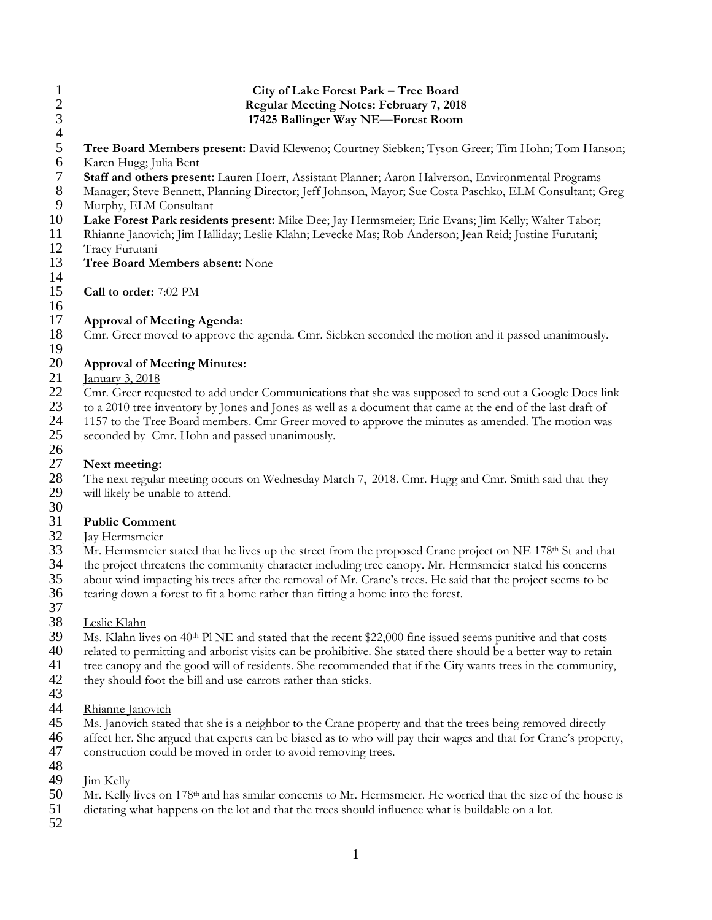**City of Lake Forest Park – Tree Board**
**Regular Meeting Notes: February 7, 2018**
**17425 Ballinger Way NE—Forest Room**

**Tree Board Members present:** David Kleweno; Courtney Siebken; Tyson Greer; Tim Hohn; Tom Hanson; Karen Hugg; Julia Bent

**Staff and others present:** Lauren Hoerr, Assistant Planner; Aaron Halverson, Environmental Programs Manager; Steve Bennett, Planning Director; Jeff Johnson, Mayor; Sue Costa Paschko, ELM Consultant; Greg Murphy, ELM Consultant

**Lake Forest Park residents present:** Mike Dee; Jay Hermsmeier; Eric Evans; Jim Kelly; Walter Tabor; Rhianne Janovich; Jim Halliday; Leslie Klahn; Levecke Mas; Rob Anderson; Jean Reid; Justine Furutani; Tracy Furutani

**Tree Board Members absent:** None

**Call to order:** 7:02 PM

**Approval of Meeting Agenda:**

Cmr. Greer moved to approve the agenda. Cmr. Siebken seconded the motion and it passed unanimously.

**Approval of Meeting Minutes:**

January 3, 2018

Cmr. Greer requested to add under Communications that she was supposed to send out a Google Docs link to a 2010 tree inventory by Jones and Jones as well as a document that came at the end of the last draft of 1157 to the Tree Board members. Cmr Greer moved to approve the minutes as amended. The motion was seconded by Cmr. Hohn and passed unanimously.

**Next meeting:**

The next regular meeting occurs on Wednesday March 7, 2018. Cmr. Hugg and Cmr. Smith said that they will likely be unable to attend.

**Public Comment**

Jay Hermsmeier

Mr. Hermsmeier stated that he lives up the street from the proposed Crane project on NE 178th St and that the project threatens the community character including tree canopy. Mr. Hermsmeier stated his concerns about wind impacting his trees after the removal of Mr. Crane's trees. He said that the project seems to be tearing down a forest to fit a home rather than fitting a home into the forest.

Leslie Klahn

Ms. Klahn lives on 40th Pl NE and stated that the recent $22,000 fine issued seems punitive and that costs related to permitting and arborist visits can be prohibitive. She stated there should be a better way to retain tree canopy and the good will of residents. She recommended that if the City wants trees in the community, they should foot the bill and use carrots rather than sticks.

Rhianne Janovich

Ms. Janovich stated that she is a neighbor to the Crane property and that the trees being removed directly affect her. She argued that experts can be biased as to who will pay their wages and that for Crane's property, construction could be moved in order to avoid removing trees.

Jim Kelly

Mr. Kelly lives on 178th and has similar concerns to Mr. Hermsmeier. He worried that the size of the house is dictating what happens on the lot and that the trees should influence what is buildable on a lot.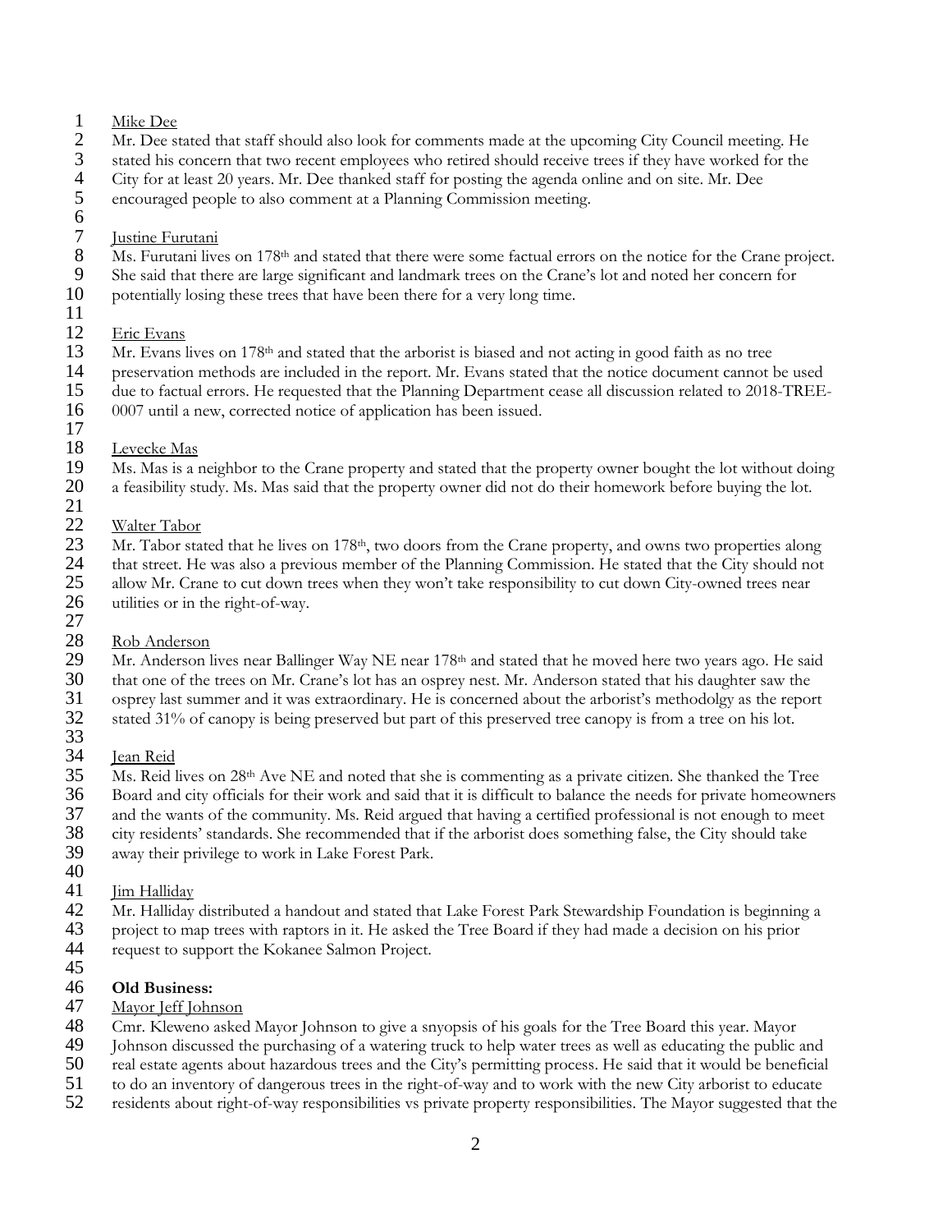Mike Dee

Mr. Dee stated that staff should also look for comments made at the upcoming City Council meeting. He stated his concern that two recent employees who retired should receive trees if they have worked for the City for at least 20 years. Mr. Dee thanked staff for posting the agenda online and on site. Mr. Dee encouraged people to also comment at a Planning Commission meeting.

Justine Furutani

Ms. Furutani lives on 178th and stated that there were some factual errors on the notice for the Crane project. She said that there are large significant and landmark trees on the Crane's lot and noted her concern for potentially losing these trees that have been there for a very long time.

Eric Evans

Mr. Evans lives on 178th and stated that the arborist is biased and not acting in good faith as no tree preservation methods are included in the report. Mr. Evans stated that the notice document cannot be used due to factual errors. He requested that the Planning Department cease all discussion related to 2018-TREE-0007 until a new, corrected notice of application has been issued.

Levecke Mas

Ms. Mas is a neighbor to the Crane property and stated that the property owner bought the lot without doing a feasibility study. Ms. Mas said that the property owner did not do their homework before buying the lot.

Walter Tabor

Mr. Tabor stated that he lives on 178th, two doors from the Crane property, and owns two properties along that street. He was also a previous member of the Planning Commission. He stated that the City should not allow Mr. Crane to cut down trees when they won't take responsibility to cut down City-owned trees near utilities or in the right-of-way.

Rob Anderson

Mr. Anderson lives near Ballinger Way NE near 178th and stated that he moved here two years ago. He said that one of the trees on Mr. Crane's lot has an osprey nest. Mr. Anderson stated that his daughter saw the osprey last summer and it was extraordinary. He is concerned about the arborist's methodolgy as the report stated 31% of canopy is being preserved but part of this preserved tree canopy is from a tree on his lot.

Jean Reid

Ms. Reid lives on 28th Ave NE and noted that she is commenting as a private citizen. She thanked the Tree Board and city officials for their work and said that it is difficult to balance the needs for private homeowners and the wants of the community. Ms. Reid argued that having a certified professional is not enough to meet city residents' standards. She recommended that if the arborist does something false, the City should take away their privilege to work in Lake Forest Park.

Jim Halliday

Mr. Halliday distributed a handout and stated that Lake Forest Park Stewardship Foundation is beginning a project to map trees with raptors in it. He asked the Tree Board if they had made a decision on his prior request to support the Kokanee Salmon Project.

**Old Business:**

Mayor Jeff Johnson

Cmr. Kleweno asked Mayor Johnson to give a snyopsis of his goals for the Tree Board this year. Mayor Johnson discussed the purchasing of a watering truck to help water trees as well as educating the public and real estate agents about hazardous trees and the City's permitting process. He said that it would be beneficial to do an inventory of dangerous trees in the right-of-way and to work with the new City arborist to educate residents about right-of-way responsibilities vs private property responsibilities. The Mayor suggested that the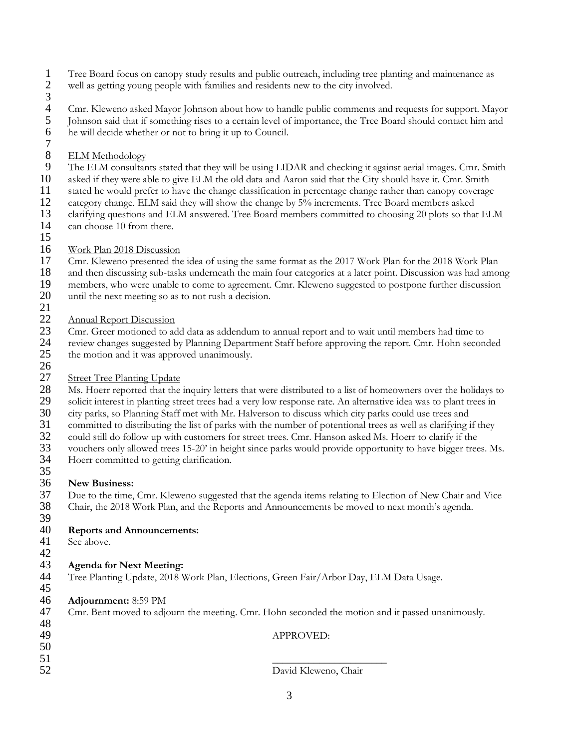Tree Board focus on canopy study results and public outreach, including tree planting and maintenance as well as getting young people with families and residents new to the city involved.

Cmr. Kleweno asked Mayor Johnson about how to handle public comments and requests for support. Mayor Johnson said that if something rises to a certain level of importance, the Tree Board should contact him and he will decide whether or not to bring it up to Council.

ELM Methodology

The ELM consultants stated that they will be using LIDAR and checking it against aerial images. Cmr. Smith asked if they were able to give ELM the old data and Aaron said that the City should have it. Cmr. Smith stated he would prefer to have the change classification in percentage change rather than canopy coverage category change. ELM said they will show the change by 5% increments. Tree Board members asked clarifying questions and ELM answered. Tree Board members committed to choosing 20 plots so that ELM can choose 10 from there.

Work Plan 2018 Discussion

Cmr. Kleweno presented the idea of using the same format as the 2017 Work Plan for the 2018 Work Plan and then discussing sub-tasks underneath the main four categories at a later point. Discussion was had among members, who were unable to come to agreement. Cmr. Kleweno suggested to postpone further discussion until the next meeting so as to not rush a decision.

Annual Report Discussion

Cmr. Greer motioned to add data as addendum to annual report and to wait until members had time to review changes suggested by Planning Department Staff before approving the report. Cmr. Hohn seconded the motion and it was approved unanimously.

Street Tree Planting Update

Ms. Hoerr reported that the inquiry letters that were distributed to a list of homeowners over the holidays to solicit interest in planting street trees had a very low response rate. An alternative idea was to plant trees in city parks, so Planning Staff met with Mr. Halverson to discuss which city parks could use trees and committed to distributing the list of parks with the number of potentional trees as well as clarifying if they could still do follow up with customers for street trees. Cmr. Hanson asked Ms. Hoerr to clarify if the vouchers only allowed trees 15-20' in height since parks would provide opportunity to have bigger trees. Ms. Hoerr committed to getting clarification.

**New Business:**

Due to the time, Cmr. Kleweno suggested that the agenda items relating to Election of New Chair and Vice Chair, the 2018 Work Plan, and the Reports and Announcements be moved to next month's agenda.

**Reports and Announcements:**

See above.

**Agenda for Next Meeting:**

Tree Planting Update, 2018 Work Plan, Elections, Green Fair/Arbor Day, ELM Data Usage.

**Adjournment:** 8:59 PM

Cmr. Bent moved to adjourn the meeting. Cmr. Hohn seconded the motion and it passed unanimously.

APPROVED:

______________________

David Kleweno, Chair